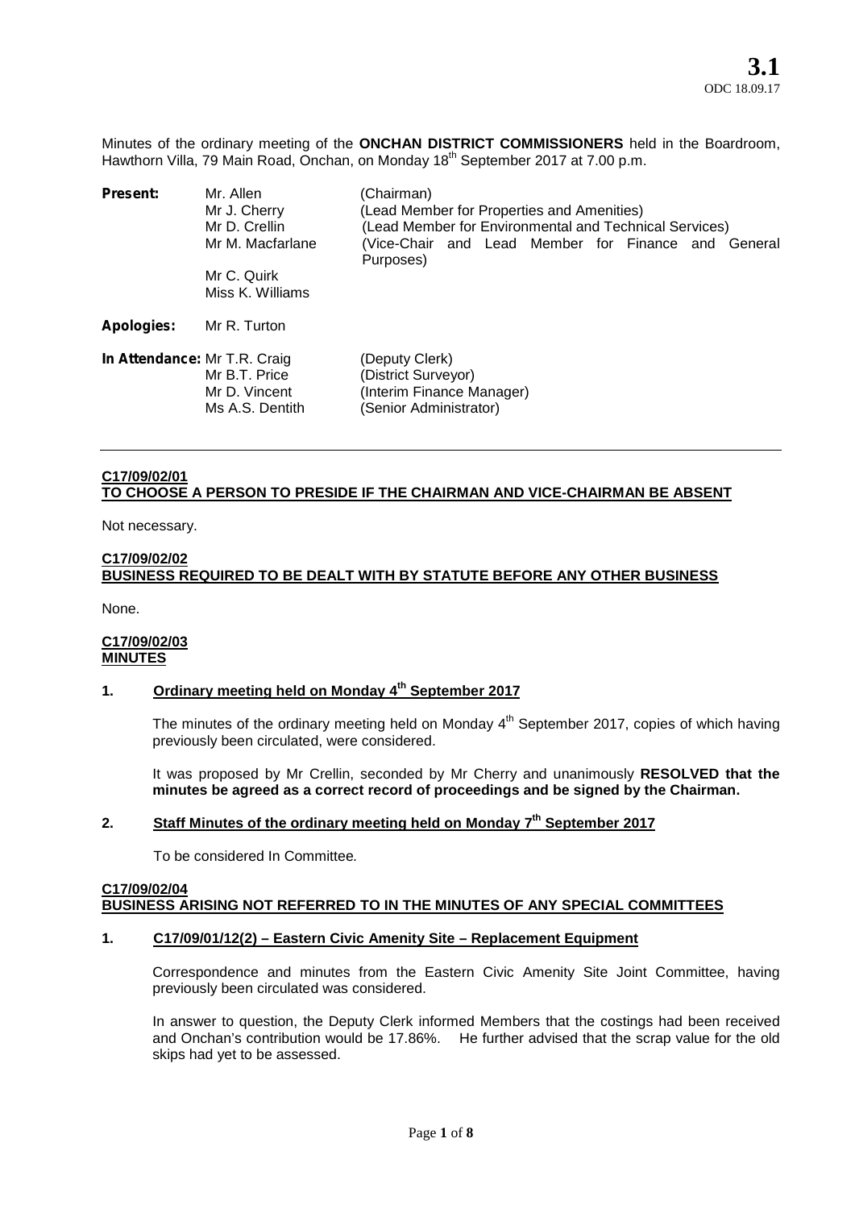**3.1**
ODC 18.09.17

Minutes of the ordinary meeting of the **ONCHAN DISTRICT COMMISSIONERS** held in the Boardroom, Hawthorn Villa, 79 Main Road, Onchan, on Monday 18th September 2017 at 7.00 p.m.

| | | |
|---|---|---|
| **Present:** | Mr. Allen | (Chairman) |
| | Mr J. Cherry | (Lead Member for Properties and Amenities) |
| | Mr D. Crellin | (Lead Member for Environmental and Technical Services) |
| | Mr M. Macfarlane | (Vice-Chair and Lead Member for Finance and General Purposes) |
| | Mr C. Quirk | |
| | Miss K. Williams | |
| **Apologies:** | Mr R. Turton | |
| **In Attendance:** | Mr T.R. Craig | (Deputy Clerk) |
| | Mr B.T. Price | (District Surveyor) |
| | Mr D. Vincent | (Interim Finance Manager) |
| | Ms A.S. Dentith | (Senior Administrator) |

---

**C17/09/02/01**
**TO CHOOSE A PERSON TO PRESIDE IF THE CHAIRMAN AND VICE-CHAIRMAN BE ABSENT**

Not necessary.

**C17/09/02/02**
**BUSINESS REQUIRED TO BE DEALT WITH BY STATUTE BEFORE ANY OTHER BUSINESS**

None.

**C17/09/02/03**
**MINUTES**

**1. Ordinary meeting held on Monday 4th September 2017**

The minutes of the ordinary meeting held on Monday 4th September 2017, copies of which having previously been circulated, were considered.

It was proposed by Mr Crellin, seconded by Mr Cherry and unanimously **RESOLVED that the minutes be agreed as a correct record of proceedings and be signed by the Chairman.**

**2. Staff Minutes of the ordinary meeting held on Monday 7th September 2017**

To be considered In Committee*.*

**C17/09/02/04**
**BUSINESS ARISING NOT REFERRED TO IN THE MINUTES OF ANY SPECIAL COMMITTEES**

**1. C17/09/01/12(2) – Eastern Civic Amenity Site – Replacement Equipment**

Correspondence and minutes from the Eastern Civic Amenity Site Joint Committee, having previously been circulated was considered.

In answer to question, the Deputy Clerk informed Members that the costings had been received and Onchan's contribution would be 17.86%. He further advised that the scrap value for the old skips had yet to be assessed.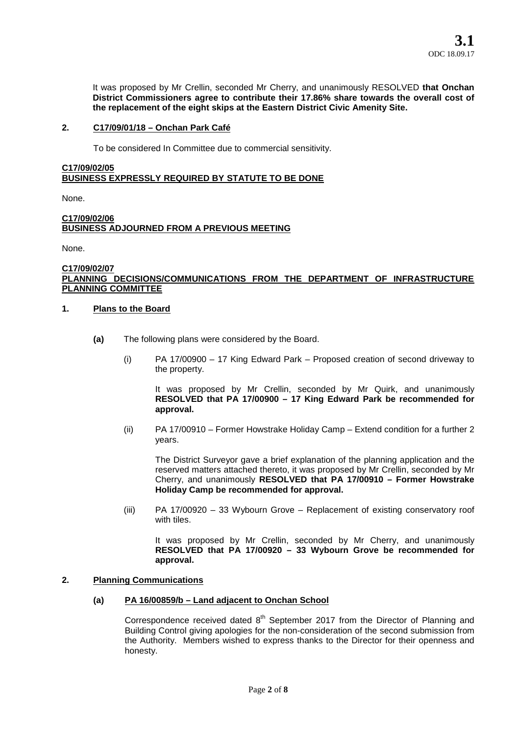It was proposed by Mr Crellin, seconded Mr Cherry, and unanimously RESOLVED **that Onchan District Commissioners agree to contribute their 17.86% share towards the overall cost of the replacement of the eight skips at the Eastern District Civic Amenity Site.**

**2. C17/09/01/18 – Onchan Park Café**

To be considered In Committee due to commercial sensitivity.

**C17/09/02/05**
**BUSINESS EXPRESSLY REQUIRED BY STATUTE TO BE DONE**

None.

**C17/09/02/06**
**BUSINESS ADJOURNED FROM A PREVIOUS MEETING**

None.

**C17/09/02/07**
**PLANNING DECISIONS/COMMUNICATIONS FROM THE DEPARTMENT OF INFRASTRUCTURE PLANNING COMMITTEE**

**1. Plans to the Board**

**(a)** The following plans were considered by the Board.

(i) PA 17/00900 – 17 King Edward Park – Proposed creation of second driveway to the property.

It was proposed by Mr Crellin, seconded by Mr Quirk, and unanimously **RESOLVED that PA 17/00900 – 17 King Edward Park be recommended for approval.**

(ii) PA 17/00910 – Former Howstrake Holiday Camp – Extend condition for a further 2 years.

The District Surveyor gave a brief explanation of the planning application and the reserved matters attached thereto, it was proposed by Mr Crellin, seconded by Mr Cherry, and unanimously **RESOLVED that PA 17/00910 – Former Howstrake Holiday Camp be recommended for approval.**

(iii) PA 17/00920 – 33 Wybourn Grove – Replacement of existing conservatory roof with tiles.

It was proposed by Mr Crellin, seconded by Mr Cherry, and unanimously **RESOLVED that PA 17/00920 – 33 Wybourn Grove be recommended for approval.**

**2. Planning Communications**

**(a) PA 16/00859/b – Land adjacent to Onchan School**

Correspondence received dated 8th September 2017 from the Director of Planning and Building Control giving apologies for the non-consideration of the second submission from the Authority. Members wished to express thanks to the Director for their openness and honesty.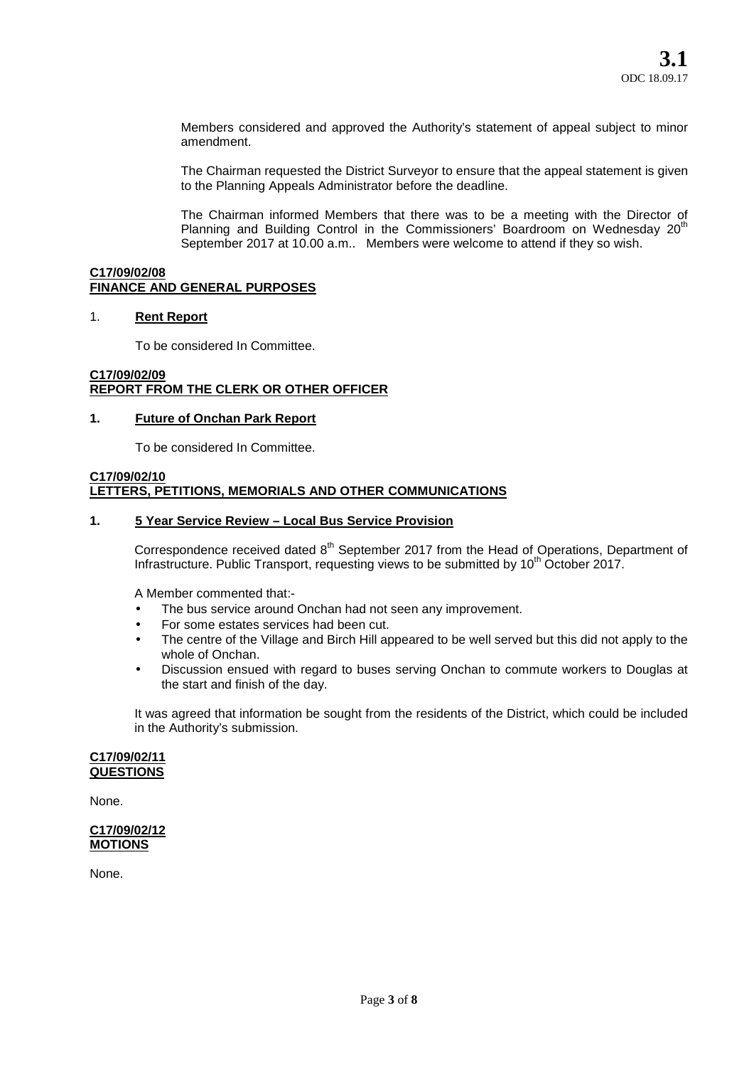Members considered and approved the Authority's statement of appeal subject to minor amendment.

The Chairman requested the District Surveyor to ensure that the appeal statement is given to the Planning Appeals Administrator before the deadline.

The Chairman informed Members that there was to be a meeting with the Director of Planning and Building Control in the Commissioners' Boardroom on Wednesday 20th September 2017 at 10.00 a.m.. Members were welcome to attend if they so wish.

**C17/09/02/08**
**FINANCE AND GENERAL PURPOSES**

1. **Rent Report**

To be considered In Committee.

**C17/09/02/09**
**REPORT FROM THE CLERK OR OTHER OFFICER**

**1. Future of Onchan Park Report**

To be considered In Committee.

**C17/09/02/10**
**LETTERS, PETITIONS, MEMORIALS AND OTHER COMMUNICATIONS**

**1. 5 Year Service Review – Local Bus Service Provision**

Correspondence received dated 8th September 2017 from the Head of Operations, Department of Infrastructure. Public Transport, requesting views to be submitted by 10th October 2017.

A Member commented that:-

- The bus service around Onchan had not seen any improvement.
- For some estates services had been cut.
- The centre of the Village and Birch Hill appeared to be well served but this did not apply to the whole of Onchan.
- Discussion ensued with regard to buses serving Onchan to commute workers to Douglas at the start and finish of the day.

It was agreed that information be sought from the residents of the District, which could be included in the Authority's submission.

**C17/09/02/11**
**QUESTIONS**

None.

**C17/09/02/12**
**MOTIONS**

None.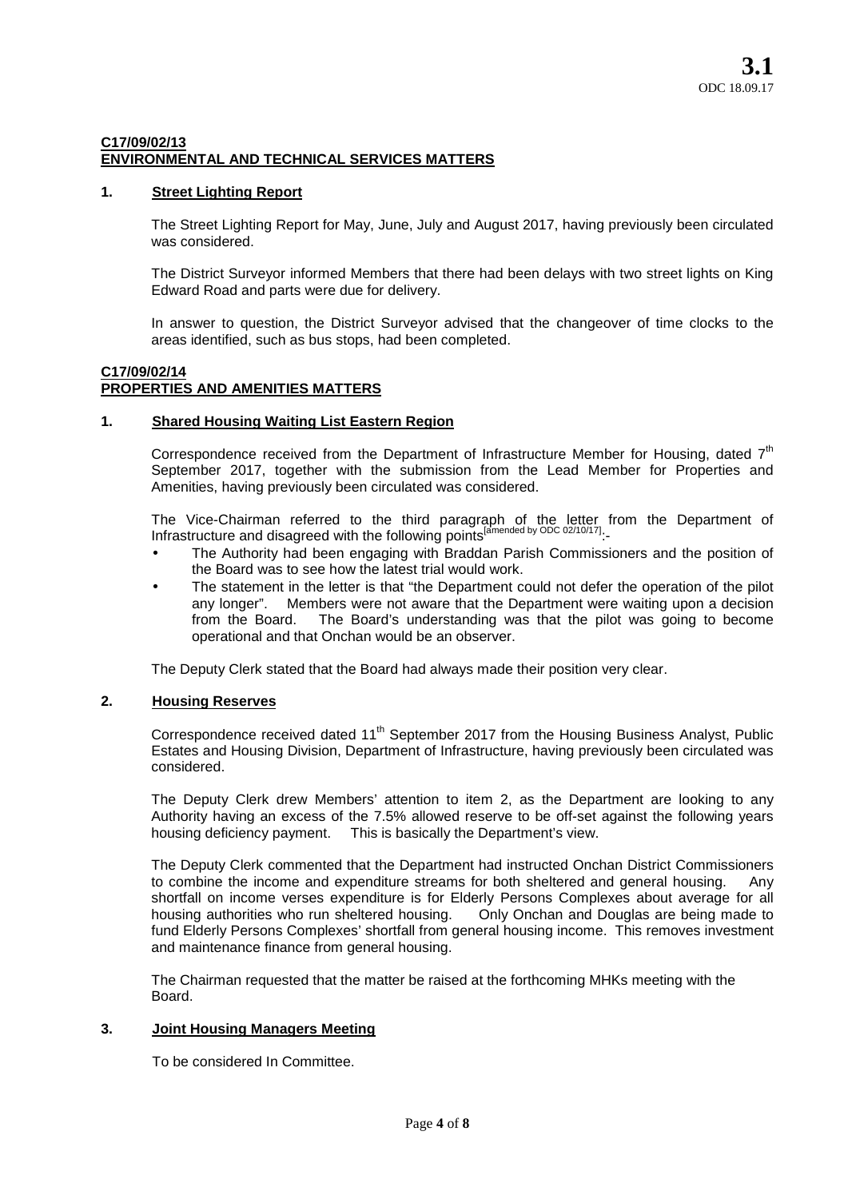**3.1**
ODC 18.09.17

**C17/09/02/13**
**ENVIRONMENTAL AND TECHNICAL SERVICES MATTERS**

**1. Street Lighting Report**

The Street Lighting Report for May, June, July and August 2017, having previously been circulated was considered.

The District Surveyor informed Members that there had been delays with two street lights on King Edward Road and parts were due for delivery.

In answer to question, the District Surveyor advised that the changeover of time clocks to the areas identified, such as bus stops, had been completed.

**C17/09/02/14**
**PROPERTIES AND AMENITIES MATTERS**

**1. Shared Housing Waiting List Eastern Region**

Correspondence received from the Department of Infrastructure Member for Housing, dated 7th September 2017, together with the submission from the Lead Member for Properties and Amenities, having previously been circulated was considered.

The Vice-Chairman referred to the third paragraph of the letter from the Department of Infrastructure and disagreed with the following points[amended by ODC 02/10/17]:-

- The Authority had been engaging with Braddan Parish Commissioners and the position of the Board was to see how the latest trial would work.
- The statement in the letter is that "the Department could not defer the operation of the pilot any longer". Members were not aware that the Department were waiting upon a decision from the Board. The Board's understanding was that the pilot was going to become operational and that Onchan would be an observer.

The Deputy Clerk stated that the Board had always made their position very clear.

**2. Housing Reserves**

Correspondence received dated 11th September 2017 from the Housing Business Analyst, Public Estates and Housing Division, Department of Infrastructure, having previously been circulated was considered.

The Deputy Clerk drew Members' attention to item 2, as the Department are looking to any Authority having an excess of the 7.5% allowed reserve to be off-set against the following years housing deficiency payment. This is basically the Department's view.

The Deputy Clerk commented that the Department had instructed Onchan District Commissioners to combine the income and expenditure streams for both sheltered and general housing. Any shortfall on income verses expenditure is for Elderly Persons Complexes about average for all housing authorities who run sheltered housing. Only Onchan and Douglas are being made to fund Elderly Persons Complexes' shortfall from general housing income. This removes investment and maintenance finance from general housing.

The Chairman requested that the matter be raised at the forthcoming MHKs meeting with the Board.

**3. Joint Housing Managers Meeting**

To be considered In Committee.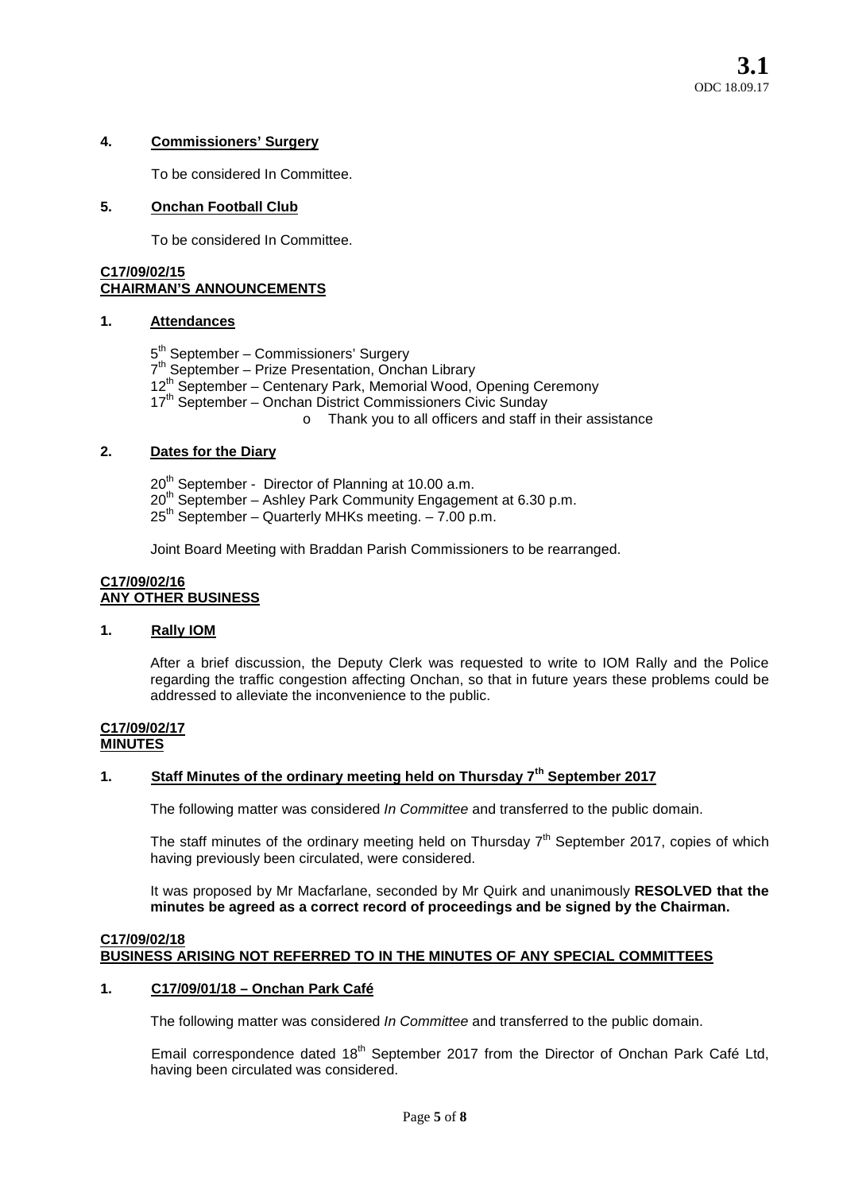### 4. **Commissioners' Surgery**

To be considered In Committee.

### 5. **Onchan Football Club**

To be considered In Committee.

## C17/09/02/15
## CHAIRMAN'S ANNOUNCEMENTS

### 1. **Attendances**

5th September – Commissioners' Surgery
7th September – Prize Presentation, Onchan Library
12th September – Centenary Park, Memorial Wood, Opening Ceremony
17th September – Onchan District Commissioners Civic Sunday

- Thank you to all officers and staff in their assistance

### 2. **Dates for the Diary**

20th September - Director of Planning at 10.00 a.m.
20th September – Ashley Park Community Engagement at 6.30 p.m.
25th September – Quarterly MHKs meeting. – 7.00 p.m.

Joint Board Meeting with Braddan Parish Commissioners to be rearranged.

## C17/09/02/16
## ANY OTHER BUSINESS

### 1. **Rally IOM**

After a brief discussion, the Deputy Clerk was requested to write to IOM Rally and the Police regarding the traffic congestion affecting Onchan, so that in future years these problems could be addressed to alleviate the inconvenience to the public.

## C17/09/02/17
## MINUTES

### 1. **Staff Minutes of the ordinary meeting held on Thursday 7th September 2017**

The following matter was considered *In Committee* and transferred to the public domain.

The staff minutes of the ordinary meeting held on Thursday 7th September 2017, copies of which having previously been circulated, were considered.

It was proposed by Mr Macfarlane, seconded by Mr Quirk and unanimously **RESOLVED that the minutes be agreed as a correct record of proceedings and be signed by the Chairman.**

## C17/09/02/18
## BUSINESS ARISING NOT REFERRED TO IN THE MINUTES OF ANY SPECIAL COMMITTEES

### 1. **C17/09/01/18 – Onchan Park Café**

The following matter was considered *In Committee* and transferred to the public domain.

Email correspondence dated 18th September 2017 from the Director of Onchan Park Café Ltd, having been circulated was considered.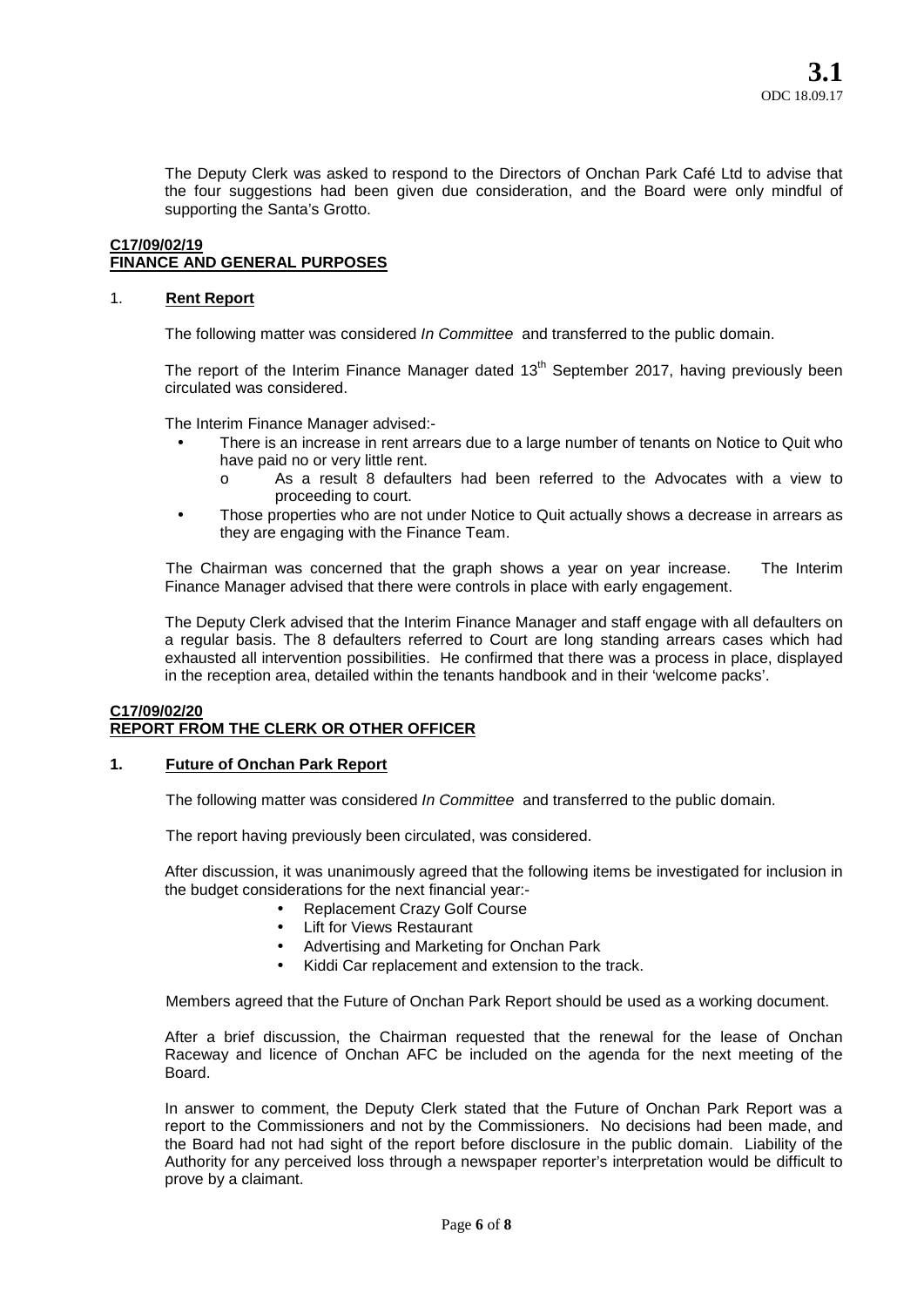The Deputy Clerk was asked to respond to the Directors of Onchan Park Café Ltd to advise that the four suggestions had been given due consideration, and the Board were only mindful of supporting the Santa's Grotto.

**C17/09/02/19**
**FINANCE AND GENERAL PURPOSES**

1. **Rent Report**

The following matter was considered *In Committee* and transferred to the public domain.

The report of the Interim Finance Manager dated 13th September 2017, having previously been circulated was considered.

The Interim Finance Manager advised:-

- There is an increase in rent arrears due to a large number of tenants on Notice to Quit who have paid no or very little rent.
  - As a result 8 defaulters had been referred to the Advocates with a view to proceeding to court.
- Those properties who are not under Notice to Quit actually shows a decrease in arrears as they are engaging with the Finance Team.

The Chairman was concerned that the graph shows a year on year increase. The Interim Finance Manager advised that there were controls in place with early engagement.

The Deputy Clerk advised that the Interim Finance Manager and staff engage with all defaulters on a regular basis. The 8 defaulters referred to Court are long standing arrears cases which had exhausted all intervention possibilities. He confirmed that there was a process in place, displayed in the reception area, detailed within the tenants handbook and in their 'welcome packs'.

**C17/09/02/20**
**REPORT FROM THE CLERK OR OTHER OFFICER**

**1. Future of Onchan Park Report**

The following matter was considered *In Committee* and transferred to the public domain.

The report having previously been circulated, was considered.

After discussion, it was unanimously agreed that the following items be investigated for inclusion in the budget considerations for the next financial year:-

- Replacement Crazy Golf Course
- Lift for Views Restaurant
- Advertising and Marketing for Onchan Park
- Kiddi Car replacement and extension to the track.

Members agreed that the Future of Onchan Park Report should be used as a working document.

After a brief discussion, the Chairman requested that the renewal for the lease of Onchan Raceway and licence of Onchan AFC be included on the agenda for the next meeting of the Board.

In answer to comment, the Deputy Clerk stated that the Future of Onchan Park Report was a report to the Commissioners and not by the Commissioners. No decisions had been made, and the Board had not had sight of the report before disclosure in the public domain. Liability of the Authority for any perceived loss through a newspaper reporter's interpretation would be difficult to prove by a claimant.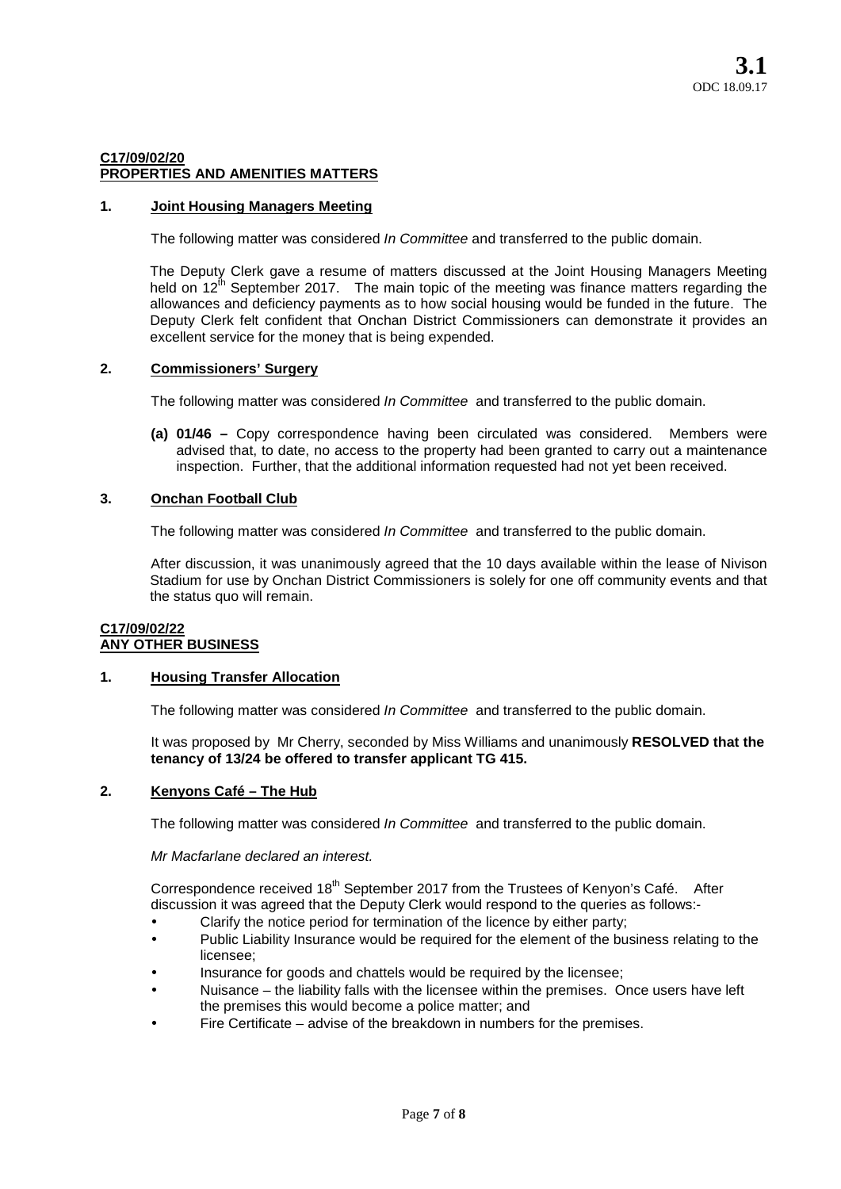**C17/09/02/20**
**PROPERTIES AND AMENITIES MATTERS**

**1. Joint Housing Managers Meeting**

The following matter was considered *In Committee* and transferred to the public domain.

The Deputy Clerk gave a resume of matters discussed at the Joint Housing Managers Meeting held on 12th September 2017. The main topic of the meeting was finance matters regarding the allowances and deficiency payments as to how social housing would be funded in the future. The Deputy Clerk felt confident that Onchan District Commissioners can demonstrate it provides an excellent service for the money that is being expended.

**2. Commissioners' Surgery**

The following matter was considered *In Committee* and transferred to the public domain.

**(a) 01/46 –** Copy correspondence having been circulated was considered. Members were advised that, to date, no access to the property had been granted to carry out a maintenance inspection. Further, that the additional information requested had not yet been received.

**3. Onchan Football Club**

The following matter was considered *In Committee* and transferred to the public domain.

After discussion, it was unanimously agreed that the 10 days available within the lease of Nivison Stadium for use by Onchan District Commissioners is solely for one off community events and that the status quo will remain.

**C17/09/02/22**
**ANY OTHER BUSINESS**

**1. Housing Transfer Allocation**

The following matter was considered *In Committee* and transferred to the public domain.

It was proposed by Mr Cherry, seconded by Miss Williams and unanimously **RESOLVED that the tenancy of 13/24 be offered to transfer applicant TG 415.**

**2. Kenyons Café – The Hub**

The following matter was considered *In Committee* and transferred to the public domain.

*Mr Macfarlane declared an interest.*

Correspondence received 18th September 2017 from the Trustees of Kenyon's Café. After discussion it was agreed that the Deputy Clerk would respond to the queries as follows:-

- Clarify the notice period for termination of the licence by either party;
- Public Liability Insurance would be required for the element of the business relating to the licensee;
- Insurance for goods and chattels would be required by the licensee;
- Nuisance – the liability falls with the licensee within the premises. Once users have left the premises this would become a police matter; and
- Fire Certificate – advise of the breakdown in numbers for the premises.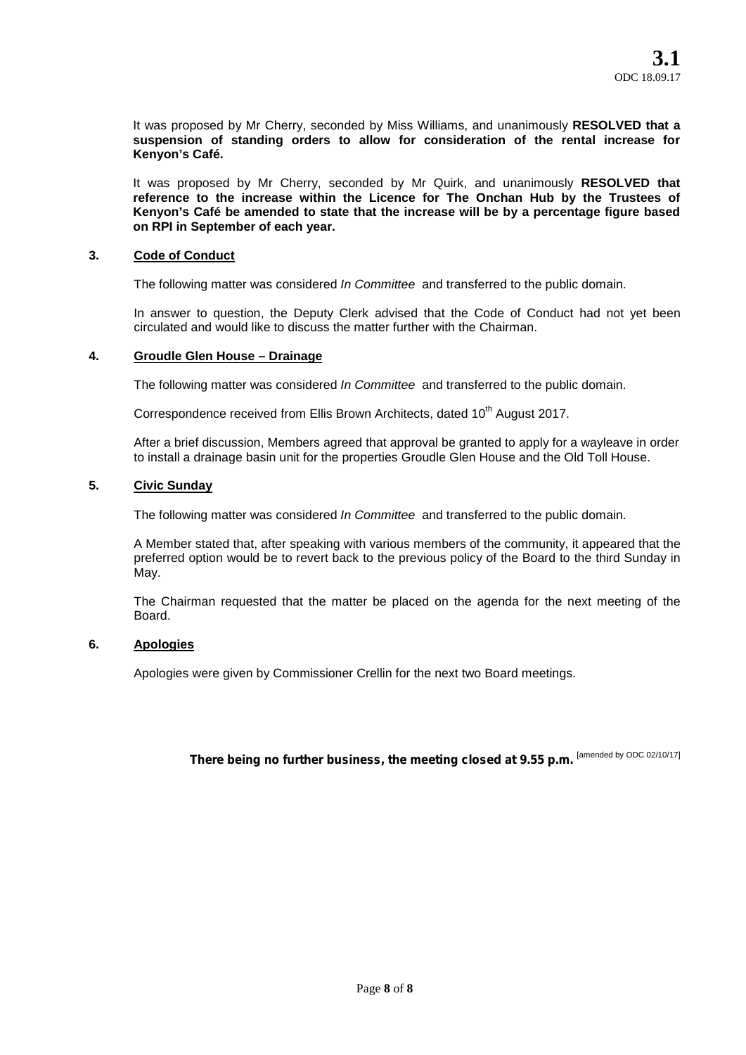It was proposed by Mr Cherry, seconded by Miss Williams, and unanimously **RESOLVED that a suspension of standing orders to allow for consideration of the rental increase for Kenyon's Café.**

It was proposed by Mr Cherry, seconded by Mr Quirk, and unanimously **RESOLVED that reference to the increase within the Licence for The Onchan Hub by the Trustees of Kenyon's Café be amended to state that the increase will be by a percentage figure based on RPI in September of each year.**

**3. Code of Conduct**

The following matter was considered *In Committee* and transferred to the public domain.

In answer to question, the Deputy Clerk advised that the Code of Conduct had not yet been circulated and would like to discuss the matter further with the Chairman.

**4. Groudle Glen House – Drainage**

The following matter was considered *In Committee* and transferred to the public domain.

Correspondence received from Ellis Brown Architects, dated 10th August 2017.

After a brief discussion, Members agreed that approval be granted to apply for a wayleave in order to install a drainage basin unit for the properties Groudle Glen House and the Old Toll House.

**5. Civic Sunday**

The following matter was considered *In Committee* and transferred to the public domain.

A Member stated that, after speaking with various members of the community, it appeared that the preferred option would be to revert back to the previous policy of the Board to the third Sunday in May.

The Chairman requested that the matter be placed on the agenda for the next meeting of the Board.

**6. Apologies**

Apologies were given by Commissioner Crellin for the next two Board meetings.

**There being no further business, the meeting closed at 9.55 p.m.** [amended by ODC 02/10/17]